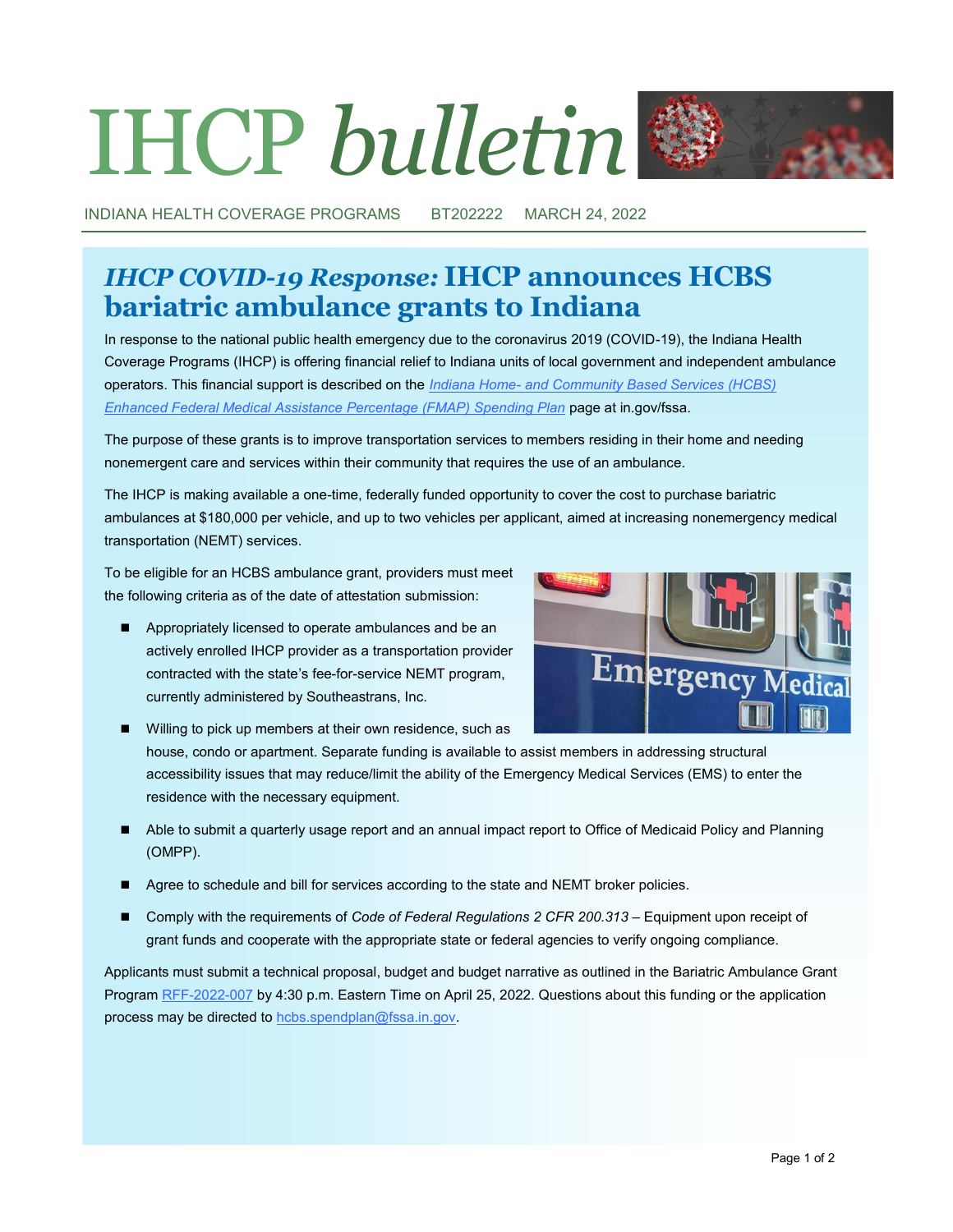# IHCP *bulletin*

INDIANA HEALTH COVERAGE PROGRAMS BT202222 MARCH 24, 2022

## *IHCP COVID-19 Response:* IHCP announces HCBS bariatric ambulance grants to Indiana

In response to the national public health emergency due to the coronavirus 2019 (COVID-19), the Indiana Health Coverage Programs (IHCP) is offering financial relief to Indiana units of local government and independent ambulance operators. This financial support is described on the *Indiana Home- and Community Based Services (HCBS) Enhanced Federal Medical Assistance Percentage (FMAP) Spending Plan* page at in.gov/fssa.

The purpose of these grants is to improve transportation services to members residing in their home and needing nonemergent care and services within their community that requires the use of an ambulance.

The IHCP is making available a one-time, federally funded opportunity to cover the cost to purchase bariatric ambulances at $180,000 per vehicle, and up to two vehicles per applicant, aimed at increasing nonemergency medical transportation (NEMT) services.

To be eligible for an HCBS ambulance grant, providers must meet the following criteria as of the date of attestation submission:

- Appropriately licensed to operate ambulances and be an actively enrolled IHCP provider as a transportation provider contracted with the state's fee-for-service NEMT program, currently administered by Southeastrans, Inc.
- Willing to pick up members at their own residence, such as house, condo or apartment. Separate funding is available to assist members in addressing structural accessibility issues that may reduce/limit the ability of the Emergency Medical Services (EMS) to enter the residence with the necessary equipment.
- Able to submit a quarterly usage report and an annual impact report to Office of Medicaid Policy and Planning (OMPP).
- Agree to schedule and bill for services according to the state and NEMT broker policies.
- Comply with the requirements of *Code of Federal Regulations 2 CFR 200.313* – Equipment upon receipt of grant funds and cooperate with the appropriate state or federal agencies to verify ongoing compliance.

Applicants must submit a technical proposal, budget and budget narrative as outlined in the Bariatric Ambulance Grant Program RFF-2022-007 by 4:30 p.m. Eastern Time on April 25, 2022. Questions about this funding or the application process may be directed to hcbs.spendplan@fssa.in.gov.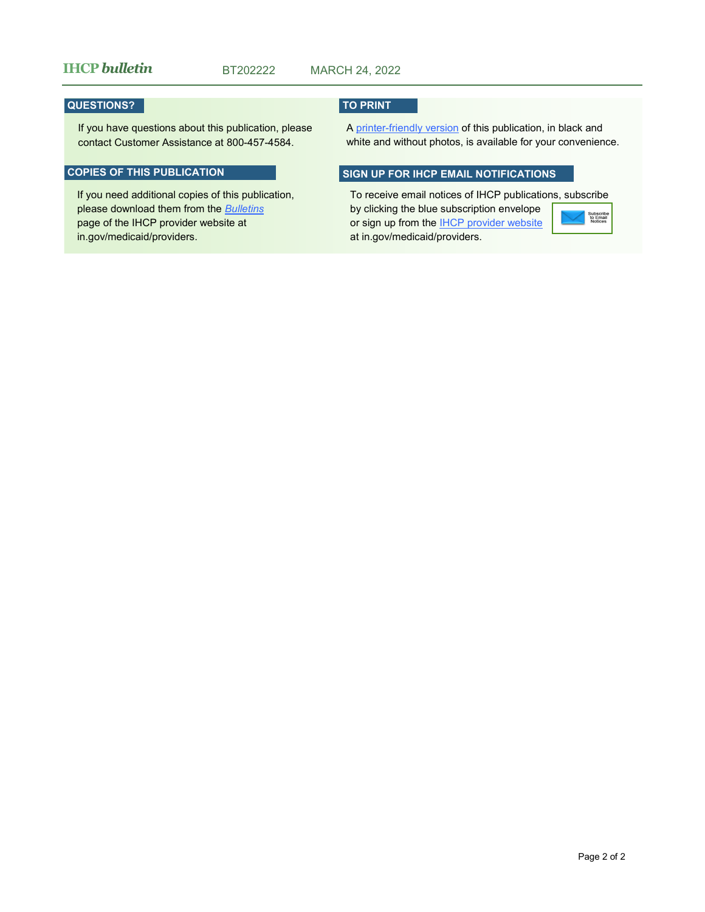## QUESTIONS?

If you have questions about this publication, please contact Customer Assistance at 800-457-4584.

## COPIES OF THIS PUBLICATION

If you need additional copies of this publication, please download them from the *Bulletins* page of the IHCP provider website at in.gov/medicaid/providers.

## TO PRINT

A printer-friendly version of this publication, in black and white and without photos, is available for your convenience.

## SIGN UP FOR IHCP EMAIL NOTIFICATIONS

To receive email notices of IHCP publications, subscribe by clicking the blue subscription envelope or sign up from the IHCP provider website at in.gov/medicaid/providers.